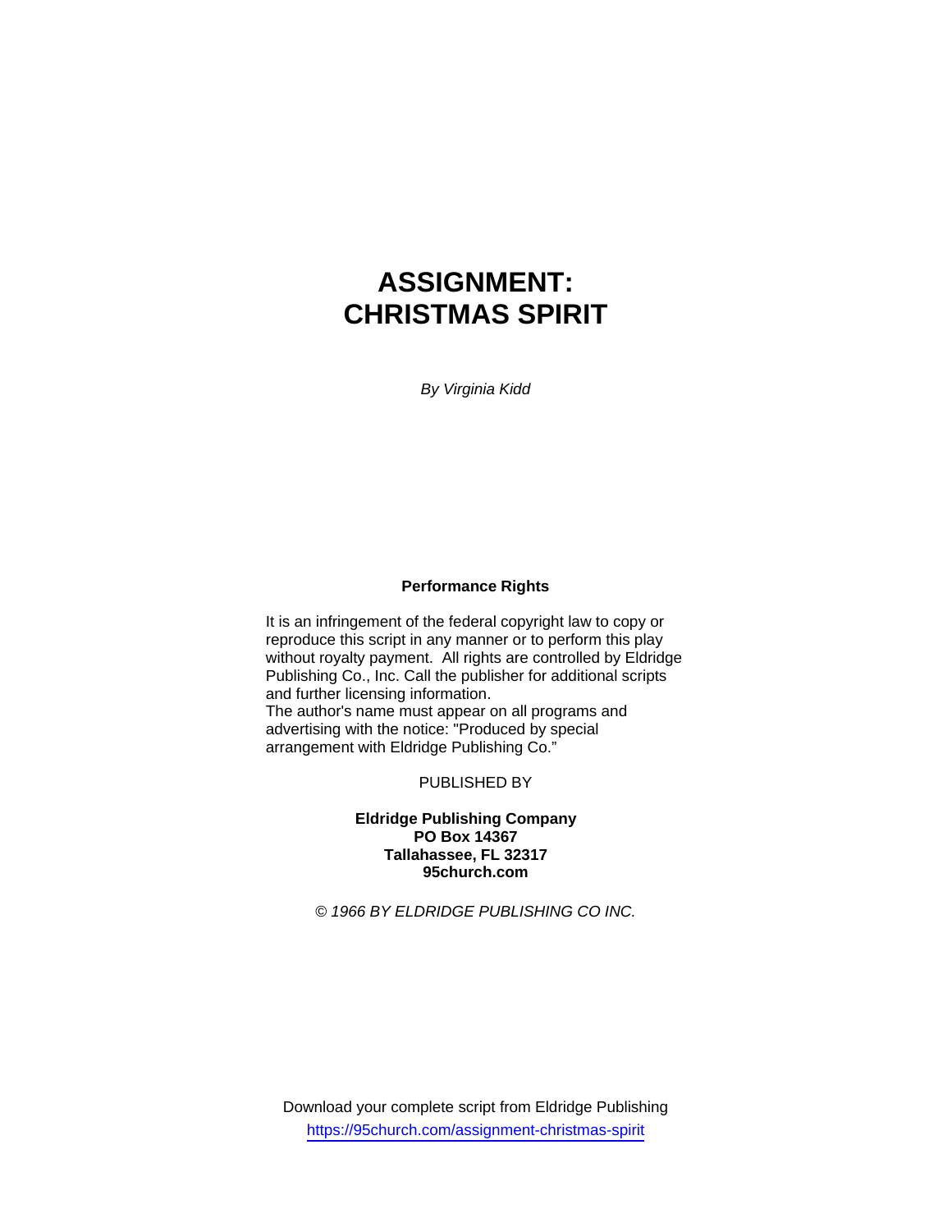# ASSIGNMENT: CHRISTMAS SPIRIT

*By Virginia Kidd*

**Performance Rights**

It is an infringement of the federal copyright law to copy or reproduce this script in any manner or to perform this play without royalty payment. All rights are controlled by Eldridge Publishing Co., Inc. Call the publisher for additional scripts and further licensing information.
The author's name must appear on all programs and advertising with the notice: "Produced by special arrangement with Eldridge Publishing Co."

PUBLISHED BY

**Eldridge Publishing Company**
**PO Box 14367**
**Tallahassee, FL 32317**
**95church.com**

*© 1966 BY ELDRIDGE PUBLISHING CO INC.*

Download your complete script from Eldridge Publishing
https://95church.com/assignment-christmas-spirit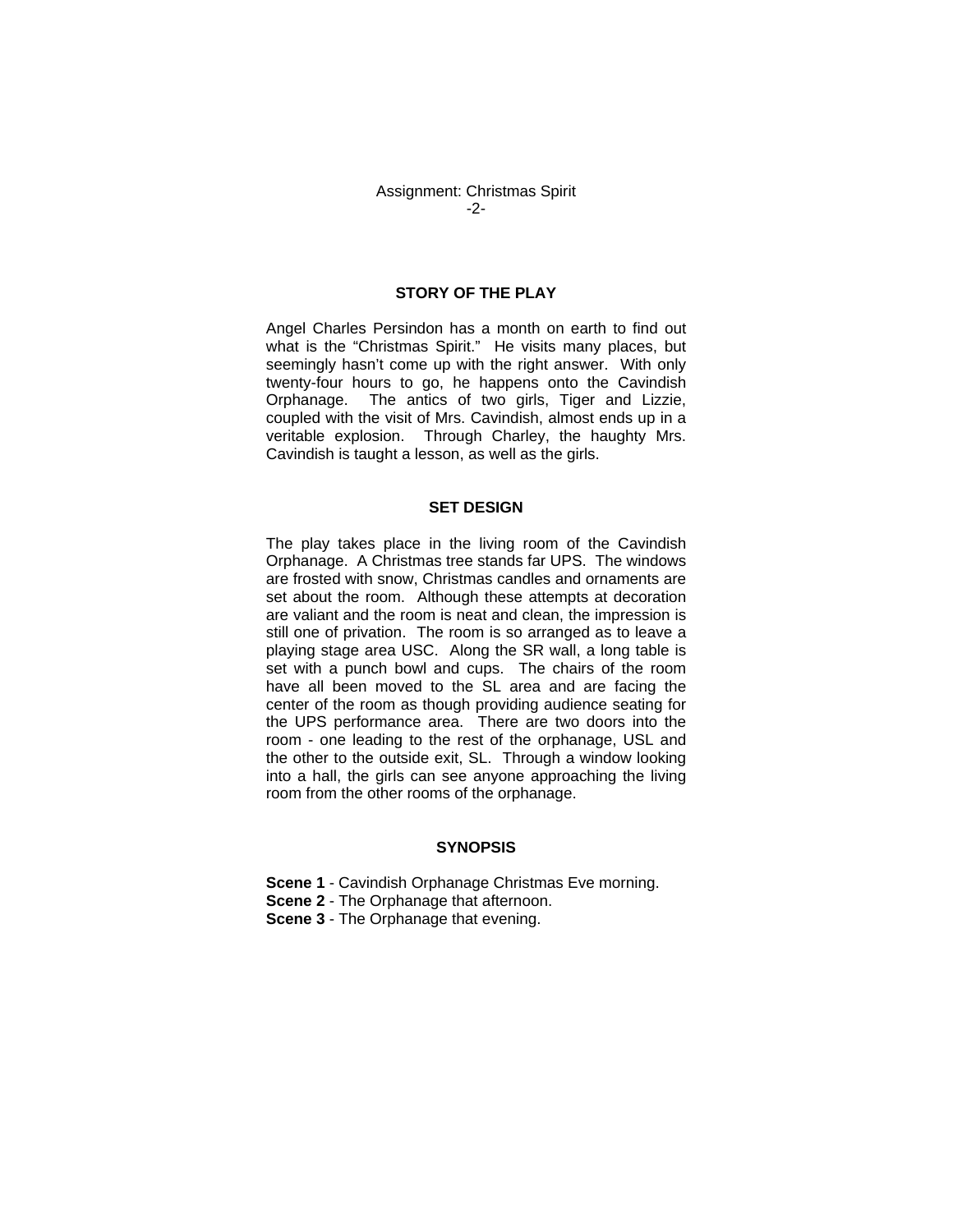## STORY OF THE PLAY

Angel Charles Persindon has a month on earth to find out what is the "Christmas Spirit." He visits many places, but seemingly hasn't come up with the right answer. With only twenty-four hours to go, he happens onto the Cavindish Orphanage. The antics of two girls, Tiger and Lizzie, coupled with the visit of Mrs. Cavindish, almost ends up in a veritable explosion. Through Charley, the haughty Mrs. Cavindish is taught a lesson, as well as the girls.

## SET DESIGN

The play takes place in the living room of the Cavindish Orphanage. A Christmas tree stands far UPS. The windows are frosted with snow, Christmas candles and ornaments are set about the room. Although these attempts at decoration are valiant and the room is neat and clean, the impression is still one of privation. The room is so arranged as to leave a playing stage area USC. Along the SR wall, a long table is set with a punch bowl and cups. The chairs of the room have all been moved to the SL area and are facing the center of the room as though providing audience seating for the UPS performance area. There are two doors into the room - one leading to the rest of the orphanage, USL and the other to the outside exit, SL. Through a window looking into a hall, the girls can see anyone approaching the living room from the other rooms of the orphanage.

## SYNOPSIS

**Scene 1** - Cavindish Orphanage Christmas Eve morning.
**Scene 2** - The Orphanage that afternoon.
**Scene 3** - The Orphanage that evening.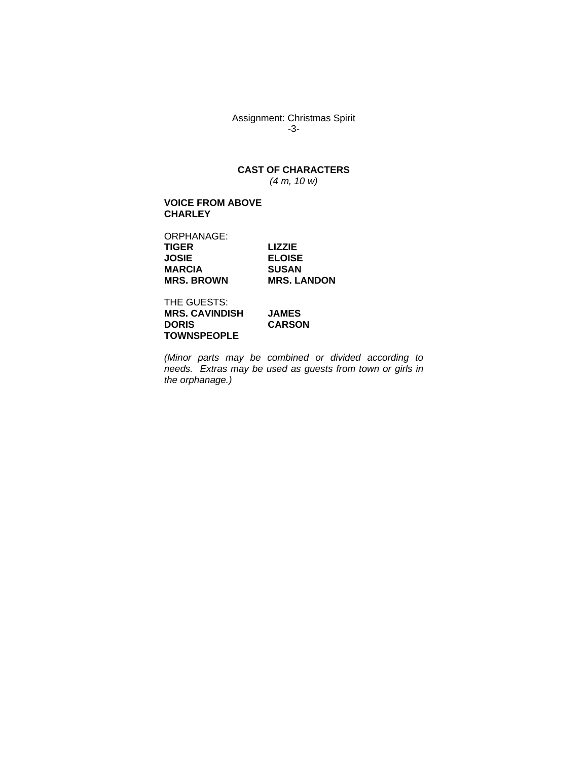## CAST OF CHARACTERS

*(4 m, 10 w)*

**VOICE FROM ABOVE**
**CHARLEY**

ORPHANAGE:

| | |
|---|---|
| **TIGER** | **LIZZIE** |
| **JOSIE** | **ELOISE** |
| **MARCIA** | **SUSAN** |
| **MRS. BROWN** | **MRS. LANDON** |

THE GUESTS:

| | |
|---|---|
| **MRS. CAVINDISH** | **JAMES** |
| **DORIS** | **CARSON** |
| **TOWNSPEOPLE** | |

*(Minor parts may be combined or divided according to needs. Extras may be used as guests from town or girls in the orphanage.)*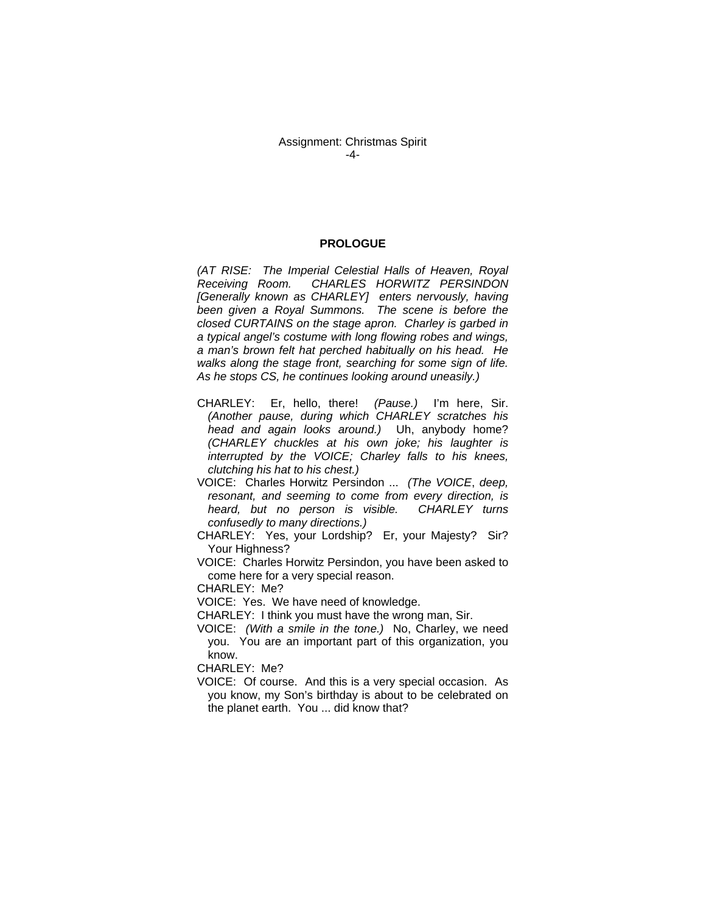**PROLOGUE**

*(AT RISE: The Imperial Celestial Halls of Heaven, Royal Receiving Room. CHARLES HORWITZ PERSINDON [Generally known as CHARLEY] enters nervously, having been given a Royal Summons. The scene is before the closed CURTAINS on the stage apron. Charley is garbed in a typical angel's costume with long flowing robes and wings, a man's brown felt hat perched habitually on his head. He walks along the stage front, searching for some sign of life. As he stops CS, he continues looking around uneasily.)*

CHARLEY: Er, hello, there! *(Pause.)* I'm here, Sir. *(Another pause, during which CHARLEY scratches his head and again looks around.)* Uh, anybody home? *(CHARLEY chuckles at his own joke; his laughter is interrupted by the VOICE; Charley falls to his knees, clutching his hat to his chest.)*

VOICE: Charles Horwitz Persindon ... *(The VOICE, deep, resonant, and seeming to come from every direction, is heard, but no person is visible. CHARLEY turns confusedly to many directions.)*

CHARLEY: Yes, your Lordship? Er, your Majesty? Sir? Your Highness?

VOICE: Charles Horwitz Persindon, you have been asked to come here for a very special reason.

CHARLEY: Me?

VOICE: Yes. We have need of knowledge.

CHARLEY: I think you must have the wrong man, Sir.

VOICE: *(With a smile in the tone.)* No, Charley, we need you. You are an important part of this organization, you know.

CHARLEY: Me?

VOICE: Of course. And this is a very special occasion. As you know, my Son's birthday is about to be celebrated on the planet earth. You ... did know that?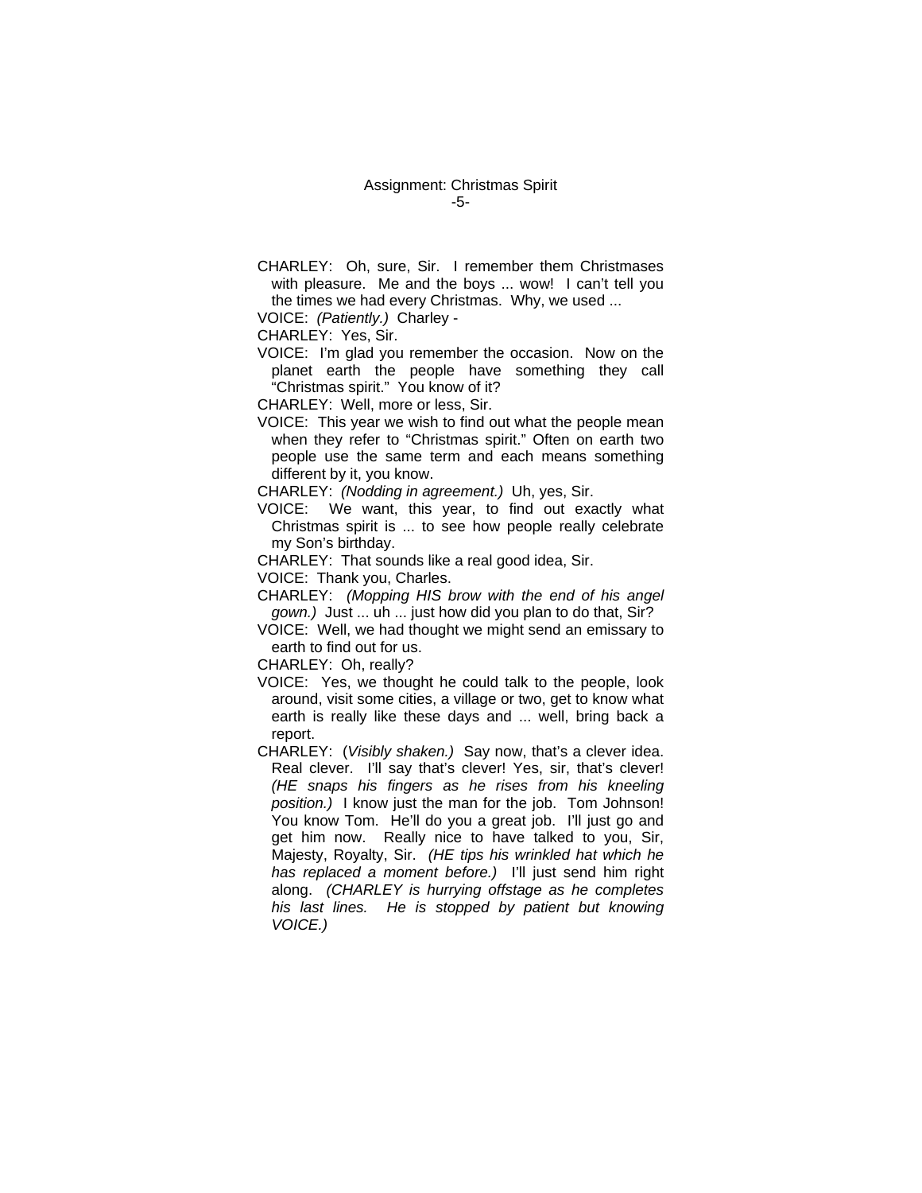CHARLEY: Oh, sure, Sir. I remember them Christmases with pleasure. Me and the boys ... wow! I can't tell you the times we had every Christmas. Why, we used ...

VOICE: *(Patiently.)* Charley -

CHARLEY: Yes, Sir.

VOICE: I'm glad you remember the occasion. Now on the planet earth the people have something they call "Christmas spirit." You know of it?

CHARLEY: Well, more or less, Sir.

VOICE: This year we wish to find out what the people mean when they refer to "Christmas spirit." Often on earth two people use the same term and each means something different by it, you know.

CHARLEY: *(Nodding in agreement.)* Uh, yes, Sir.

VOICE: We want, this year, to find out exactly what Christmas spirit is ... to see how people really celebrate my Son's birthday.

CHARLEY: That sounds like a real good idea, Sir.

VOICE: Thank you, Charles.

CHARLEY: *(Mopping HIS brow with the end of his angel gown.)* Just ... uh ... just how did you plan to do that, Sir?

VOICE: Well, we had thought we might send an emissary to earth to find out for us.

CHARLEY: Oh, really?

VOICE: Yes, we thought he could talk to the people, look around, visit some cities, a village or two, get to know what earth is really like these days and ... well, bring back a report.

CHARLEY: (*Visibly shaken.)* Say now, that's a clever idea. Real clever. I'll say that's clever! Yes, sir, that's clever! *(HE snaps his fingers as he rises from his kneeling position.)* I know just the man for the job. Tom Johnson! You know Tom. He'll do you a great job. I'll just go and get him now. Really nice to have talked to you, Sir, Majesty, Royalty, Sir. *(HE tips his wrinkled hat which he has replaced a moment before.)* I'll just send him right along. *(CHARLEY is hurrying offstage as he completes his last lines. He is stopped by patient but knowing VOICE.)*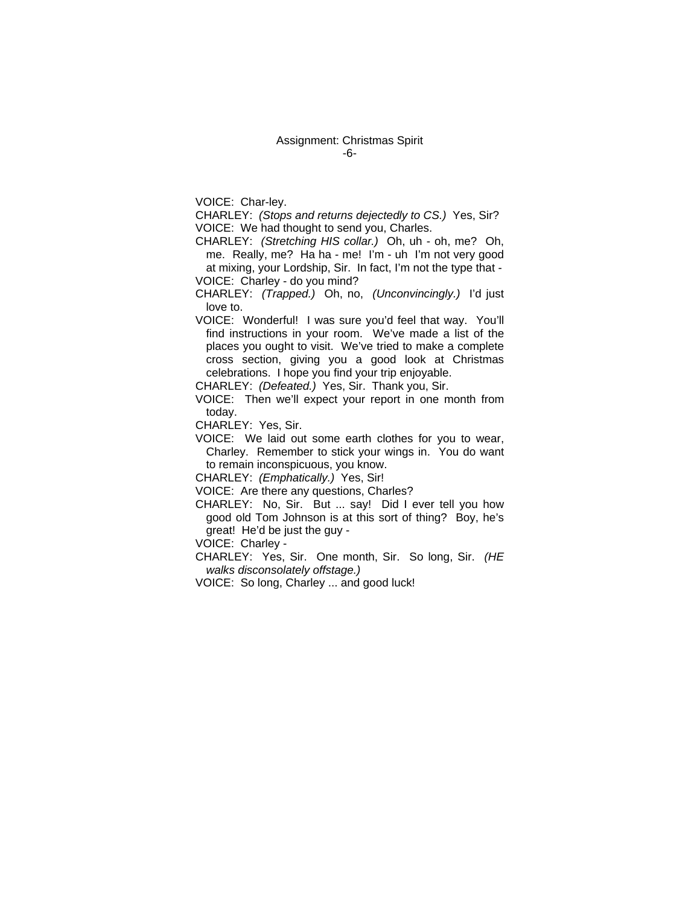VOICE: Char-ley.

CHARLEY: *(Stops and returns dejectedly to CS.)* Yes, Sir?

VOICE: We had thought to send you, Charles.

CHARLEY: *(Stretching HIS collar.)* Oh, uh - oh, me? Oh, me. Really, me? Ha ha - me! I'm - uh I'm not very good at mixing, your Lordship, Sir. In fact, I'm not the type that -

VOICE: Charley - do you mind?

CHARLEY: *(Trapped.)* Oh, no, *(Unconvincingly.)* I'd just love to.

VOICE: Wonderful! I was sure you'd feel that way. You'll find instructions in your room. We've made a list of the places you ought to visit. We've tried to make a complete cross section, giving you a good look at Christmas celebrations. I hope you find your trip enjoyable.

CHARLEY: *(Defeated.)* Yes, Sir. Thank you, Sir.

VOICE: Then we'll expect your report in one month from today.

CHARLEY: Yes, Sir.

VOICE: We laid out some earth clothes for you to wear, Charley. Remember to stick your wings in. You do want to remain inconspicuous, you know.

CHARLEY: *(Emphatically.)* Yes, Sir!

VOICE: Are there any questions, Charles?

CHARLEY: No, Sir. But ... say! Did I ever tell you how good old Tom Johnson is at this sort of thing? Boy, he's great! He'd be just the guy -

VOICE: Charley -

CHARLEY: Yes, Sir. One month, Sir. So long, Sir. *(HE walks disconsolately offstage.)*

VOICE: So long, Charley ... and good luck!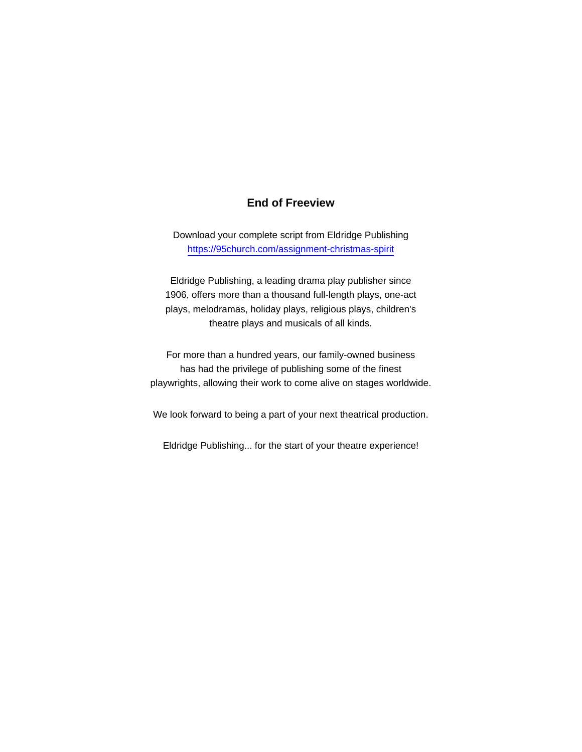**End of Freeview**

Download your complete script from Eldridge Publishing
https://95church.com/assignment-christmas-spirit

Eldridge Publishing, a leading drama play publisher since 1906, offers more than a thousand full-length plays, one-act plays, melodramas, holiday plays, religious plays, children's theatre plays and musicals of all kinds.

For more than a hundred years, our family-owned business has had the privilege of publishing some of the finest playwrights, allowing their work to come alive on stages worldwide.

We look forward to being a part of your next theatrical production.

Eldridge Publishing... for the start of your theatre experience!